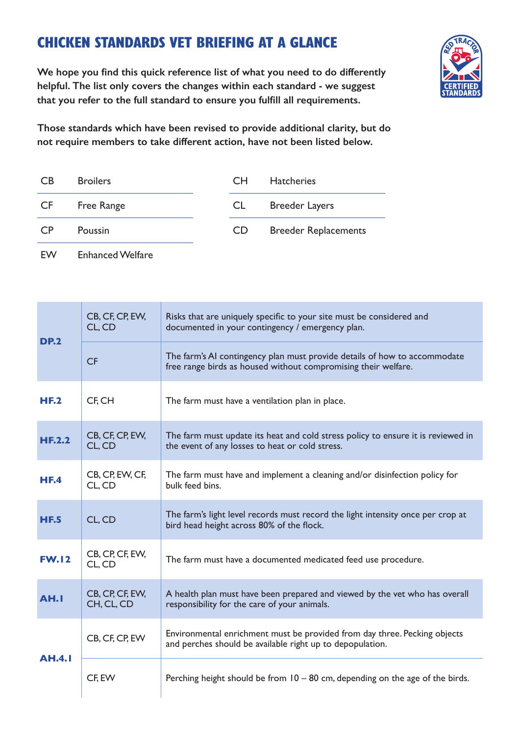# CHICKEN STANDARDS VET BRIEFING AT A GLANCE

**We hope you find this quick reference list of what you need to do differently helpful. The list only covers the changes within each standard - we suggest that you refer to the full standard to ensure you fulfill all requirements.**

**Those standards which have been revised to provide additional clarity, but do not require members to take different action, have not been listed below.**

| | | | |
|---|---|---|---|
| CB | Broilers | CH | Hatcheries |
| CF | Free Range | CL | Breeder Layers |
| CP | Poussin | CD | Breeder Replacements |
| EW | Enhanced Welfare | | |

| Standard | Applies to | Requirement |
|---|---|---|
| **DP.2** | CB, CF, CP, EW, CL, CD | Risks that are uniquely specific to your site must be considered and documented in your contingency / emergency plan. |
| | CF | The farm's AI contingency plan must provide details of how to accommodate free range birds as housed without compromising their welfare. |
| **HF.2** | CF, CH | The farm must have a ventilation plan in place. |
| **HF.2.2** | CB, CF, CP, EW, CL, CD | The farm must update its heat and cold stress policy to ensure it is reviewed in the event of any losses to heat or cold stress. |
| **HF.4** | CB, CP, EW, CF, CL, CD | The farm must have and implement a cleaning and/or disinfection policy for bulk feed bins. |
| **HF.5** | CL, CD | The farm's light level records must record the light intensity once per crop at bird head height across 80% of the flock. |
| **FW.12** | CB, CP, CF, EW, CL, CD | The farm must have a documented medicated feed use procedure. |
| **AH.1** | CB, CP, CF, EW, CH, CL, CD | A health plan must have been prepared and viewed by the vet who has overall responsibility for the care of your animals. |
| **AH.4.1** | CB, CF, CP, EW | Environmental enrichment must be provided from day three. Pecking objects and perches should be available right up to depopulation. |
| | CF, EW | Perching height should be from 10 – 80 cm, depending on the age of the birds. |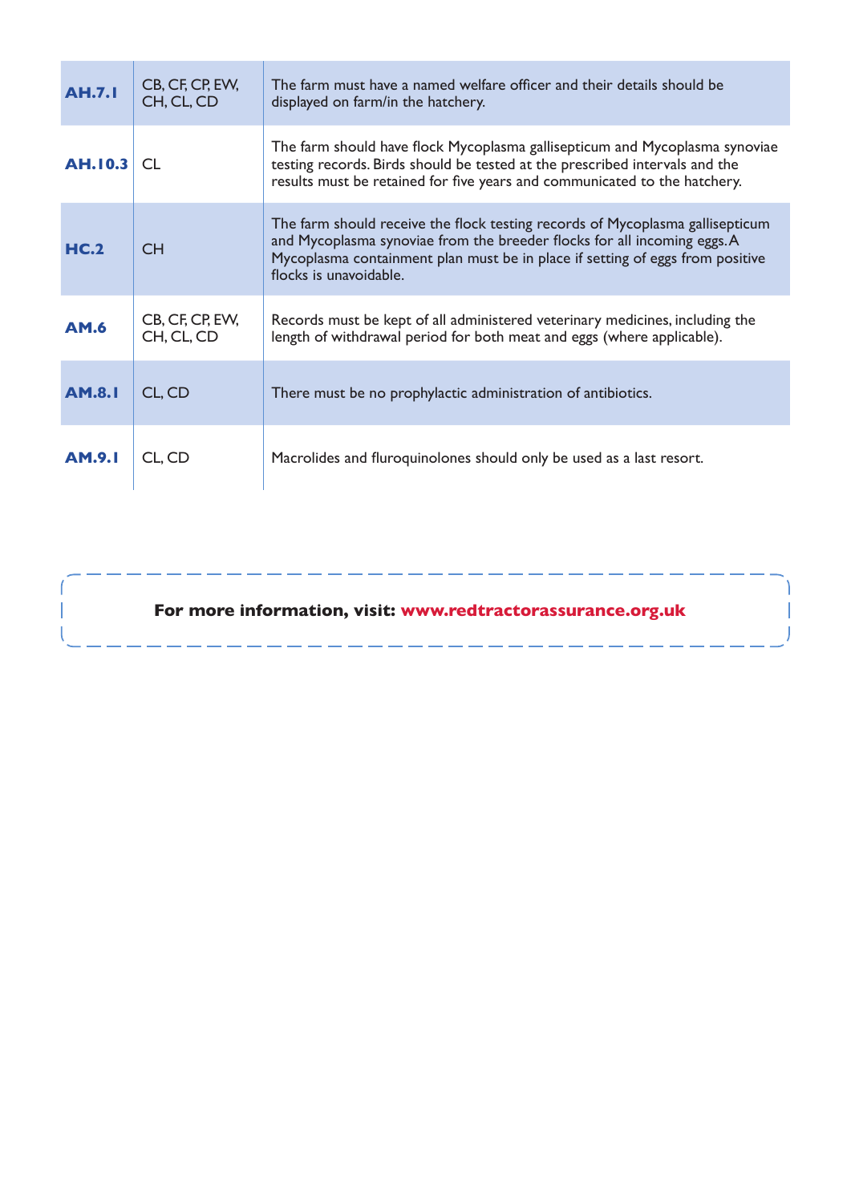| | | |
|---|---|---|
| **AH.7.1** | CB, CF, CP, EW, CH, CL, CD | The farm must have a named welfare officer and their details should be displayed on farm/in the hatchery. |
| **AH.10.3** | CL | The farm should have flock Mycoplasma gallisepticum and Mycoplasma synoviae testing records. Birds should be tested at the prescribed intervals and the results must be retained for five years and communicated to the hatchery. |
| **HC.2** | CH | The farm should receive the flock testing records of Mycoplasma gallisepticum and Mycoplasma synoviae from the breeder flocks for all incoming eggs. A Mycoplasma containment plan must be in place if setting of eggs from positive flocks is unavoidable. |
| **AM.6** | CB, CF, CP, EW, CH, CL, CD | Records must be kept of all administered veterinary medicines, including the length of withdrawal period for both meat and eggs (where applicable). |
| **AM.8.1** | CL, CD | There must be no prophylactic administration of antibiotics. |
| **AM.9.1** | CL, CD | Macrolides and fluroquinolones should only be used as a last resort. |

**For more information, visit: www.redtractorassurance.org.uk**